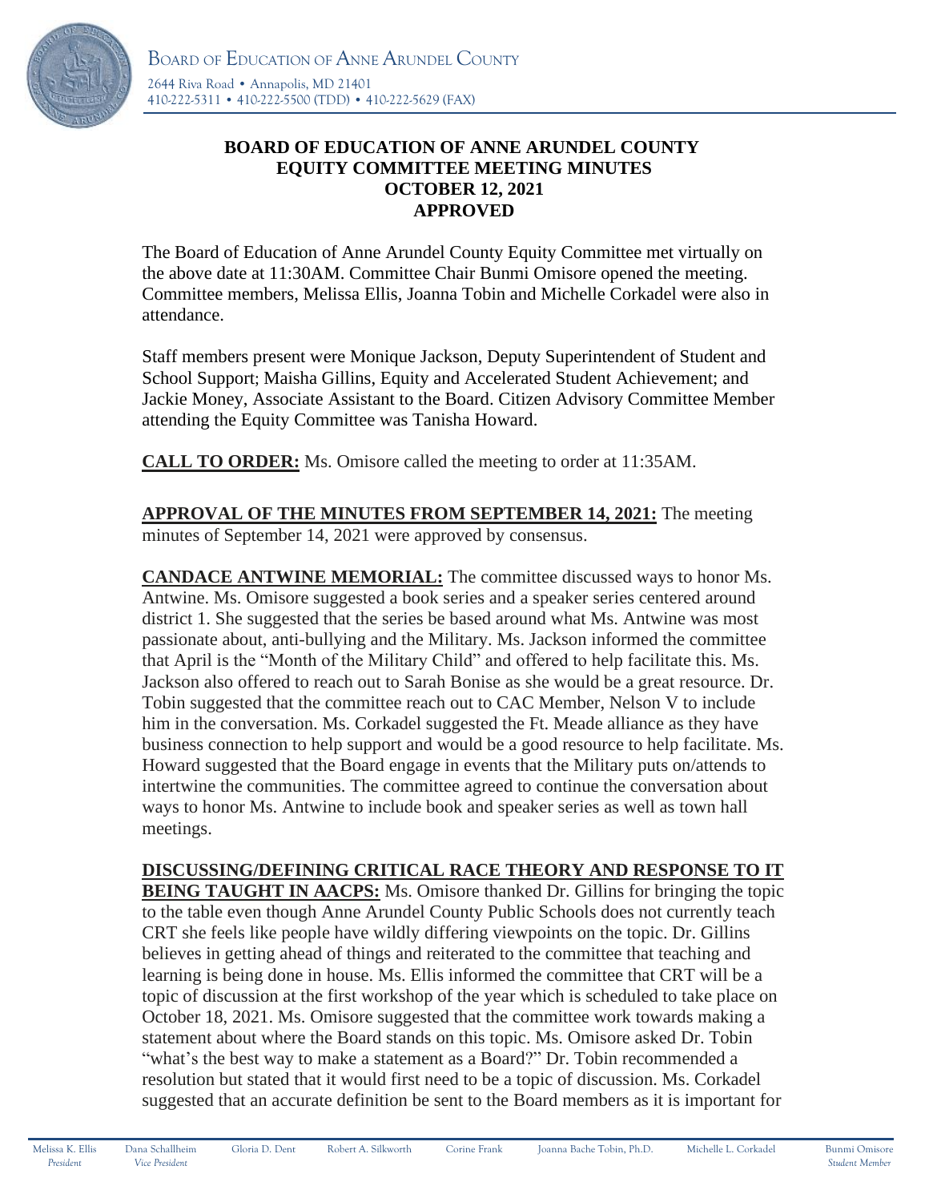BOARD OF EDUCATION OF ANNE ARUNDEL COUNTY

2644 Riva Road • Annapolis, MD 21401
410-222-5311 • 410-222-5500 (TDD) • 410-222-5629 (FAX)

# BOARD OF EDUCATION OF ANNE ARUNDEL COUNTY
# EQUITY COMMITTEE MEETING MINUTES
# OCTOBER 12, 2021
# APPROVED

The Board of Education of Anne Arundel County Equity Committee met virtually on the above date at 11:30AM. Committee Chair Bunmi Omisore opened the meeting. Committee members, Melissa Ellis, Joanna Tobin and Michelle Corkadel were also in attendance.

Staff members present were Monique Jackson, Deputy Superintendent of Student and School Support; Maisha Gillins, Equity and Accelerated Student Achievement; and Jackie Money, Associate Assistant to the Board. Citizen Advisory Committee Member attending the Equity Committee was Tanisha Howard.

**CALL TO ORDER:** Ms. Omisore called the meeting to order at 11:35AM.

**APPROVAL OF THE MINUTES FROM SEPTEMBER 14, 2021:** The meeting minutes of September 14, 2021 were approved by consensus.

**CANDACE ANTWINE MEMORIAL:** The committee discussed ways to honor Ms. Antwine. Ms. Omisore suggested a book series and a speaker series centered around district 1. She suggested that the series be based around what Ms. Antwine was most passionate about, anti-bullying and the Military. Ms. Jackson informed the committee that April is the "Month of the Military Child" and offered to help facilitate this. Ms. Jackson also offered to reach out to Sarah Bonise as she would be a great resource. Dr. Tobin suggested that the committee reach out to CAC Member, Nelson V to include him in the conversation. Ms. Corkadel suggested the Ft. Meade alliance as they have business connection to help support and would be a good resource to help facilitate. Ms. Howard suggested that the Board engage in events that the Military puts on/attends to intertwine the communities. The committee agreed to continue the conversation about ways to honor Ms. Antwine to include book and speaker series as well as town hall meetings.

**DISCUSSING/DEFINING CRITICAL RACE THEORY AND RESPONSE TO IT BEING TAUGHT IN AACPS:** Ms. Omisore thanked Dr. Gillins for bringing the topic to the table even though Anne Arundel County Public Schools does not currently teach CRT she feels like people have wildly differing viewpoints on the topic. Dr. Gillins believes in getting ahead of things and reiterated to the committee that teaching and learning is being done in house. Ms. Ellis informed the committee that CRT will be a topic of discussion at the first workshop of the year which is scheduled to take place on October 18, 2021. Ms. Omisore suggested that the committee work towards making a statement about where the Board stands on this topic. Ms. Omisore asked Dr. Tobin "what's the best way to make a statement as a Board?" Dr. Tobin recommended a resolution but stated that it would first need to be a topic of discussion. Ms. Corkadel suggested that an accurate definition be sent to the Board members as it is important for

Melissa K. Ellis, *President* | Dana Schallheim, *Vice President* | Gloria D. Dent | Robert A. Silkworth | Corine Frank | Joanna Bache Tobin, Ph.D. | Michelle L. Corkadel | Bunmi Omisore, *Student Member*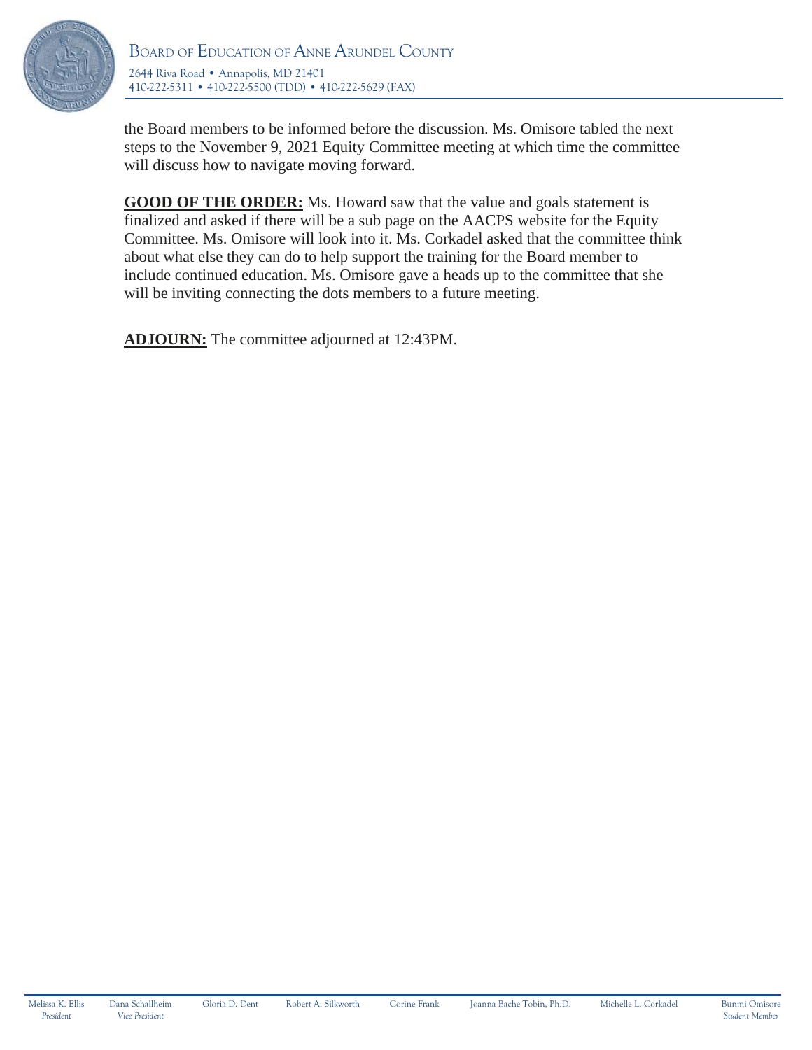the Board members to be informed before the discussion. Ms. Omisore tabled the next steps to the November 9, 2021 Equity Committee meeting at which time the committee will discuss how to navigate moving forward.

**GOOD OF THE ORDER:** Ms. Howard saw that the value and goals statement is finalized and asked if there will be a sub page on the AACPS website for the Equity Committee. Ms. Omisore will look into it. Ms. Corkadel asked that the committee think about what else they can do to help support the training for the Board member to include continued education. Ms. Omisore gave a heads up to the committee that she will be inviting connecting the dots members to a future meeting.

**ADJOURN:** The committee adjourned at 12:43PM.